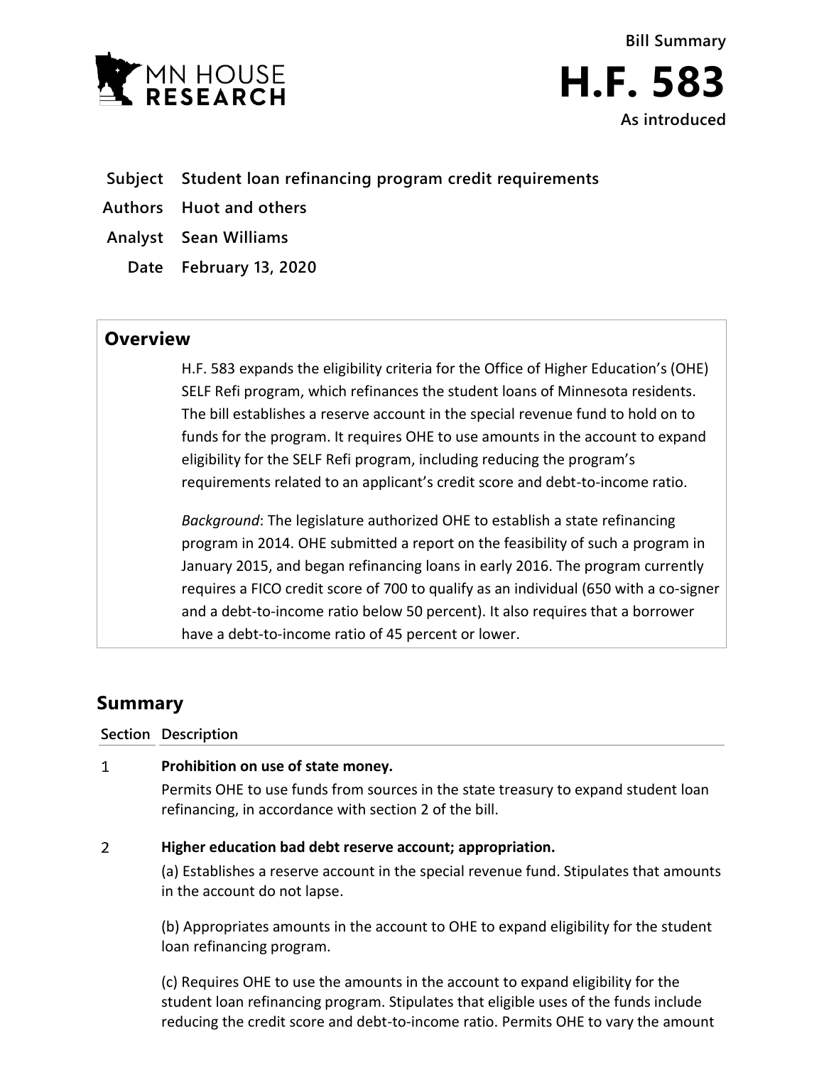MN HOUSE RESEARCH

**Bill Summary**

# H.F. 583

**As introduced**

**Subject** Student loan refinancing program credit requirements

**Authors** Huot and others

**Analyst** Sean Williams

**Date** February 13, 2020

## Overview

H.F. 583 expands the eligibility criteria for the Office of Higher Education's (OHE) SELF Refi program, which refinances the student loans of Minnesota residents. The bill establishes a reserve account in the special revenue fund to hold on to funds for the program. It requires OHE to use amounts in the account to expand eligibility for the SELF Refi program, including reducing the program's requirements related to an applicant's credit score and debt-to-income ratio.

*Background*: The legislature authorized OHE to establish a state refinancing program in 2014. OHE submitted a report on the feasibility of such a program in January 2015, and began refinancing loans in early 2016. The program currently requires a FICO credit score of 700 to qualify as an individual (650 with a co-signer and a debt-to-income ratio below 50 percent). It also requires that a borrower have a debt-to-income ratio of 45 percent or lower.

## Summary

| Section | Description |
| --- | --- |
| 1 | **Prohibition on use of state money.**<br>Permits OHE to use funds from sources in the state treasury to expand student loan refinancing, in accordance with section 2 of the bill. |
| 2 | **Higher education bad debt reserve account; appropriation.**<br>(a) Establishes a reserve account in the special revenue fund. Stipulates that amounts in the account do not lapse.<br>(b) Appropriates amounts in the account to OHE to expand eligibility for the student loan refinancing program.<br>(c) Requires OHE to use the amounts in the account to expand eligibility for the student loan refinancing program. Stipulates that eligible uses of the funds include reducing the credit score and debt-to-income ratio. Permits OHE to vary the amount |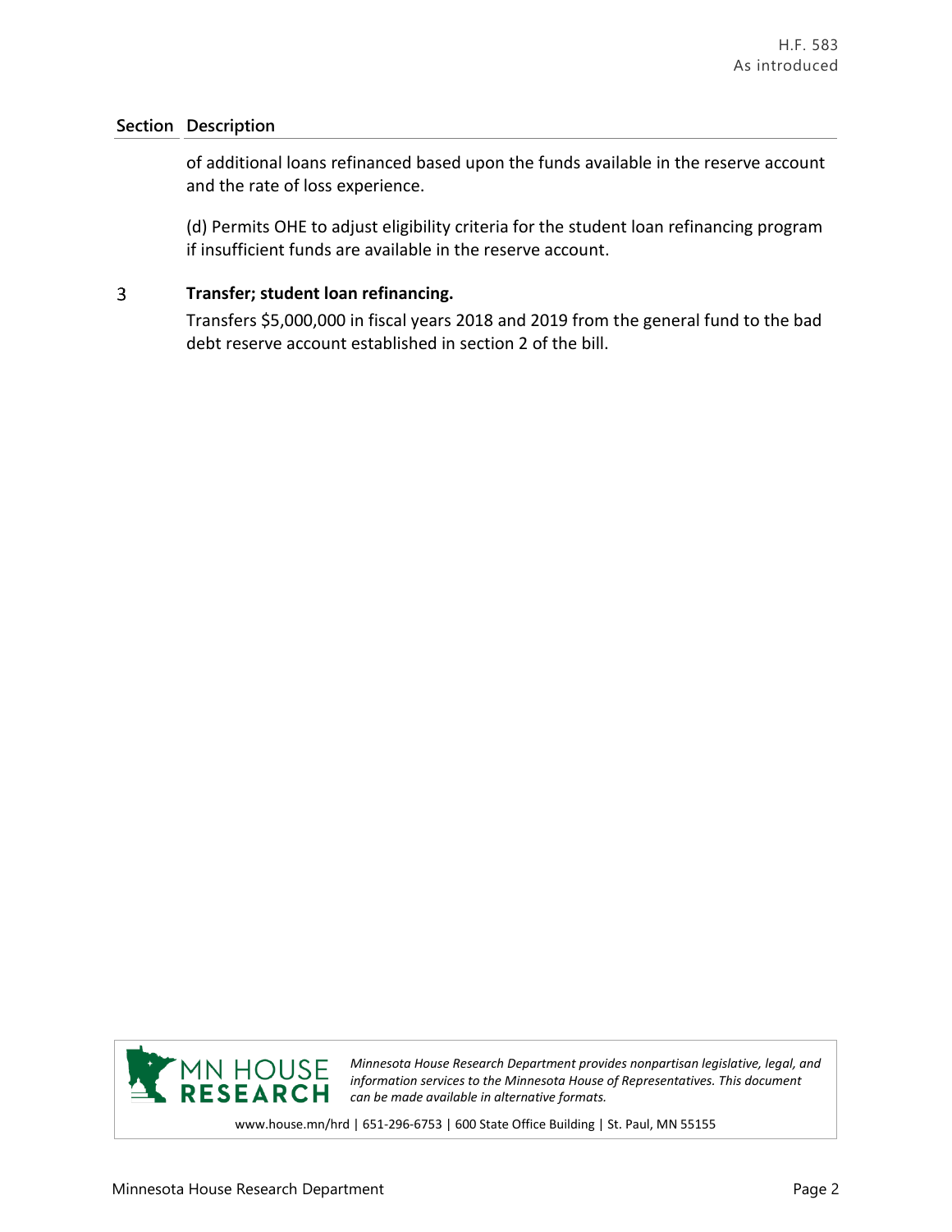| Section | Description |
|---|---|
| | of additional loans refinanced based upon the funds available in the reserve account and the rate of loss experience.<br><br>(d) Permits OHE to adjust eligibility criteria for the student loan refinancing program if insufficient funds are available in the reserve account. |
| 3 | **Transfer; student loan refinancing.**<br>Transfers $5,000,000 in fiscal years 2018 and 2019 from the general fund to the bad debt reserve account established in section 2 of the bill. |

MN HOUSE RESEARCH

*Minnesota House Research Department provides nonpartisan legislative, legal, and information services to the Minnesota House of Representatives. This document can be made available in alternative formats.*

www.house.mn/hrd | 651-296-6753 | 600 State Office Building | St. Paul, MN 55155